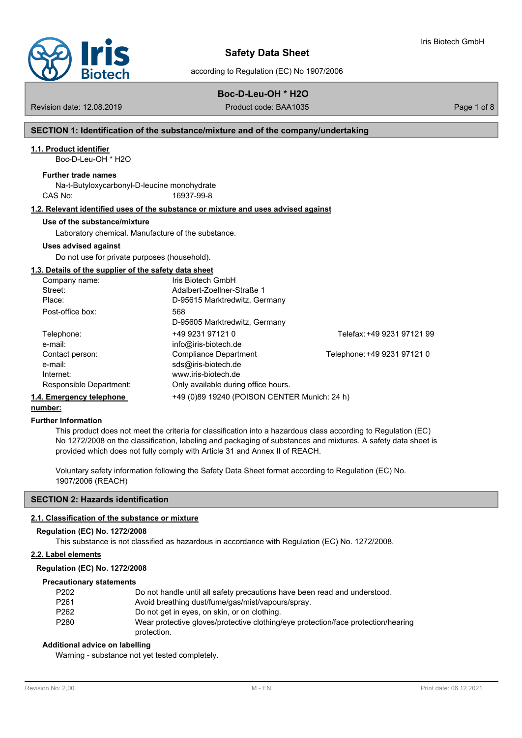# Safety Data Sheet

according to Regulation (EC) No 1907/2006

**Boc-D-Leu-OH * H2O**

Revision date: 12.08.2019 Product code: BAA1035

## SECTION 1: Identification of the substance/mixture and of the company/undertaking

### 1.1. Product identifier

Boc-D-Leu-OH * H2O

**Further trade names**

Na-t-Butyloxycarbonyl-D-leucine monohydrate

CAS No: 16937-99-8

### 1.2. Relevant identified uses of the substance or mixture and uses advised against

**Use of the substance/mixture**

Laboratory chemical. Manufacture of the substance.

**Uses advised against**

Do not use for private purposes (household).

### 1.3. Details of the supplier of the safety data sheet

| | | |
|---|---|---|
| Company name: | Iris Biotech GmbH | |
| Street: | Adalbert-Zoellner-Straße 1 | |
| Place: | D-95615 Marktredwitz, Germany | |
| Post-office box: | 568<br>D-95605 Marktredwitz, Germany | |
| Telephone: | +49 9231 97121 0 | Telefax: +49 9231 97121 99 |
| e-mail: | info@iris-biotech.de | |
| Contact person: | Compliance Department | Telephone: +49 9231 97121 0 |
| e-mail: | sds@iris-biotech.de | |
| Internet: | www.iris-biotech.de | |
| Responsible Department: | Only available during office hours. | |

### 1.4. Emergency telephone number:

+49 (0)89 19240 (POISON CENTER Munich: 24 h)

**Further Information**

This product does not meet the criteria for classification into a hazardous class according to Regulation (EC) No 1272/2008 on the classification, labeling and packaging of substances and mixtures. A safety data sheet is provided which does not fully comply with Article 31 and Annex II of REACH.

Voluntary safety information following the Safety Data Sheet format according to Regulation (EC) No. 1907/2006 (REACH)

## SECTION 2: Hazards identification

### 2.1. Classification of the substance or mixture

**Regulation (EC) No. 1272/2008**

This substance is not classified as hazardous in accordance with Regulation (EC) No. 1272/2008.

### 2.2. Label elements

**Regulation (EC) No. 1272/2008**

**Precautionary statements**

| | |
|---|---|
| P202 | Do not handle until all safety precautions have been read and understood. |
| P261 | Avoid breathing dust/fume/gas/mist/vapours/spray. |
| P262 | Do not get in eyes, on skin, or on clothing. |
| P280 | Wear protective gloves/protective clothing/eye protection/face protection/hearing protection. |

**Additional advice on labelling**

Warning - substance not yet tested completely.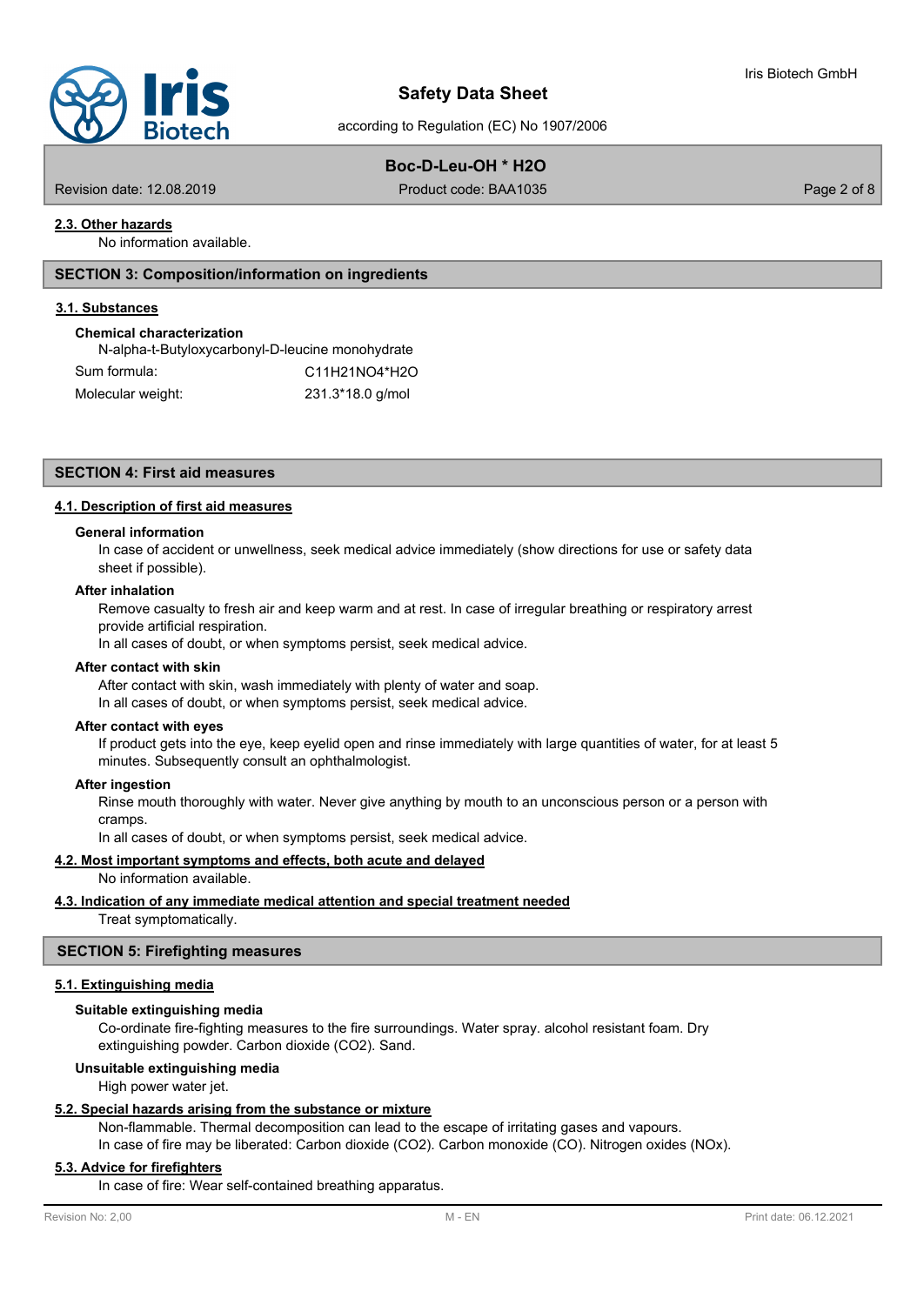#### 2.3. Other hazards

No information available.

## SECTION 3: Composition/information on ingredients

### 3.1. Substances

**Chemical characterization**

N-alpha-t-Butyloxycarbonyl-D-leucine monohydrate

| | |
|---|---|
| Sum formula: | C11H21NO4*H2O |
| Molecular weight: | 231.3*18.0 g/mol |

## SECTION 4: First aid measures

### 4.1. Description of first aid measures

**General information**

In case of accident or unwellness, seek medical advice immediately (show directions for use or safety data sheet if possible).

**After inhalation**

Remove casualty to fresh air and keep warm and at rest. In case of irregular breathing or respiratory arrest provide artificial respiration.

In all cases of doubt, or when symptoms persist, seek medical advice.

**After contact with skin**

After contact with skin, wash immediately with plenty of water and soap.

In all cases of doubt, or when symptoms persist, seek medical advice.

**After contact with eyes**

If product gets into the eye, keep eyelid open and rinse immediately with large quantities of water, for at least 5 minutes. Subsequently consult an ophthalmologist.

**After ingestion**

Rinse mouth thoroughly with water. Never give anything by mouth to an unconscious person or a person with cramps.

In all cases of doubt, or when symptoms persist, seek medical advice.

### 4.2. Most important symptoms and effects, both acute and delayed

No information available.

### 4.3. Indication of any immediate medical attention and special treatment needed

Treat symptomatically.

## SECTION 5: Firefighting measures

### 5.1. Extinguishing media

**Suitable extinguishing media**

Co-ordinate fire-fighting measures to the fire surroundings. Water spray. alcohol resistant foam. Dry extinguishing powder. Carbon dioxide ($CO_2$). Sand.

**Unsuitable extinguishing media**

High power water jet.

### 5.2. Special hazards arising from the substance or mixture

Non-flammable. Thermal decomposition can lead to the escape of irritating gases and vapours.

In case of fire may be liberated: Carbon dioxide ($CO_2$). Carbon monoxide (CO). Nitrogen oxides ($NO_x$).

### 5.3. Advice for firefighters

In case of fire: Wear self-contained breathing apparatus.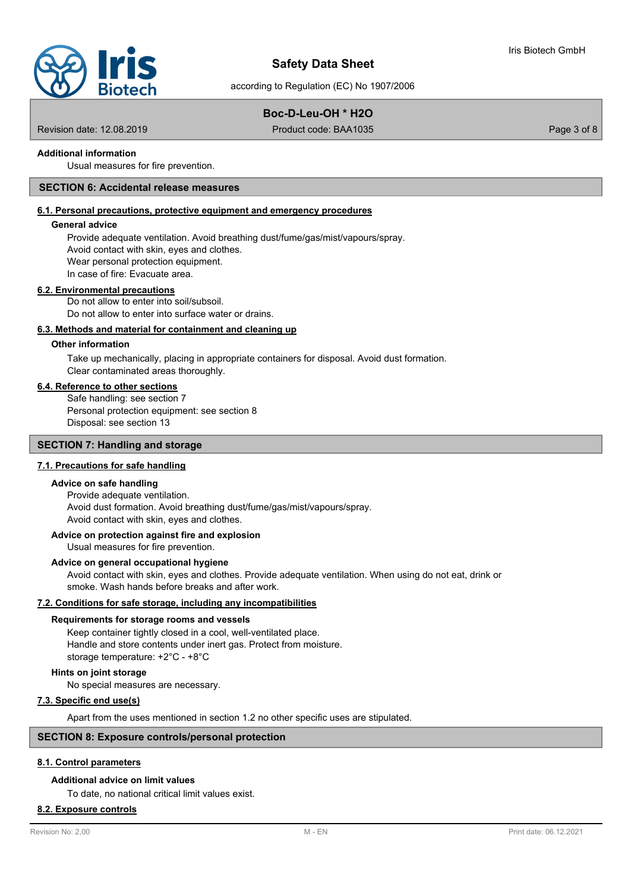**Additional information**

Usual measures for fire prevention.

## SECTION 6: Accidental release measures

### 6.1. Personal precautions, protective equipment and emergency procedures

**General advice**

Provide adequate ventilation. Avoid breathing dust/fume/gas/mist/vapours/spray.
Avoid contact with skin, eyes and clothes.
Wear personal protection equipment.
In case of fire: Evacuate area.

### 6.2. Environmental precautions

Do not allow to enter into soil/subsoil.
Do not allow to enter into surface water or drains.

### 6.3. Methods and material for containment and cleaning up

**Other information**

Take up mechanically, placing in appropriate containers for disposal. Avoid dust formation.
Clear contaminated areas thoroughly.

### 6.4. Reference to other sections

Safe handling: see section 7
Personal protection equipment: see section 8
Disposal: see section 13

## SECTION 7: Handling and storage

### 7.1. Precautions for safe handling

**Advice on safe handling**

Provide adequate ventilation.
Avoid dust formation. Avoid breathing dust/fume/gas/mist/vapours/spray.
Avoid contact with skin, eyes and clothes.

**Advice on protection against fire and explosion**

Usual measures for fire prevention.

**Advice on general occupational hygiene**

Avoid contact with skin, eyes and clothes. Provide adequate ventilation. When using do not eat, drink or smoke. Wash hands before breaks and after work.

### 7.2. Conditions for safe storage, including any incompatibilities

**Requirements for storage rooms and vessels**

Keep container tightly closed in a cool, well-ventilated place.
Handle and store contents under inert gas. Protect from moisture.
storage temperature: +2°C - +8°C

**Hints on joint storage**

No special measures are necessary.

### 7.3. Specific end use(s)

Apart from the uses mentioned in section 1.2 no other specific uses are stipulated.

## SECTION 8: Exposure controls/personal protection

### 8.1. Control parameters

**Additional advice on limit values**

To date, no national critical limit values exist.

### 8.2. Exposure controls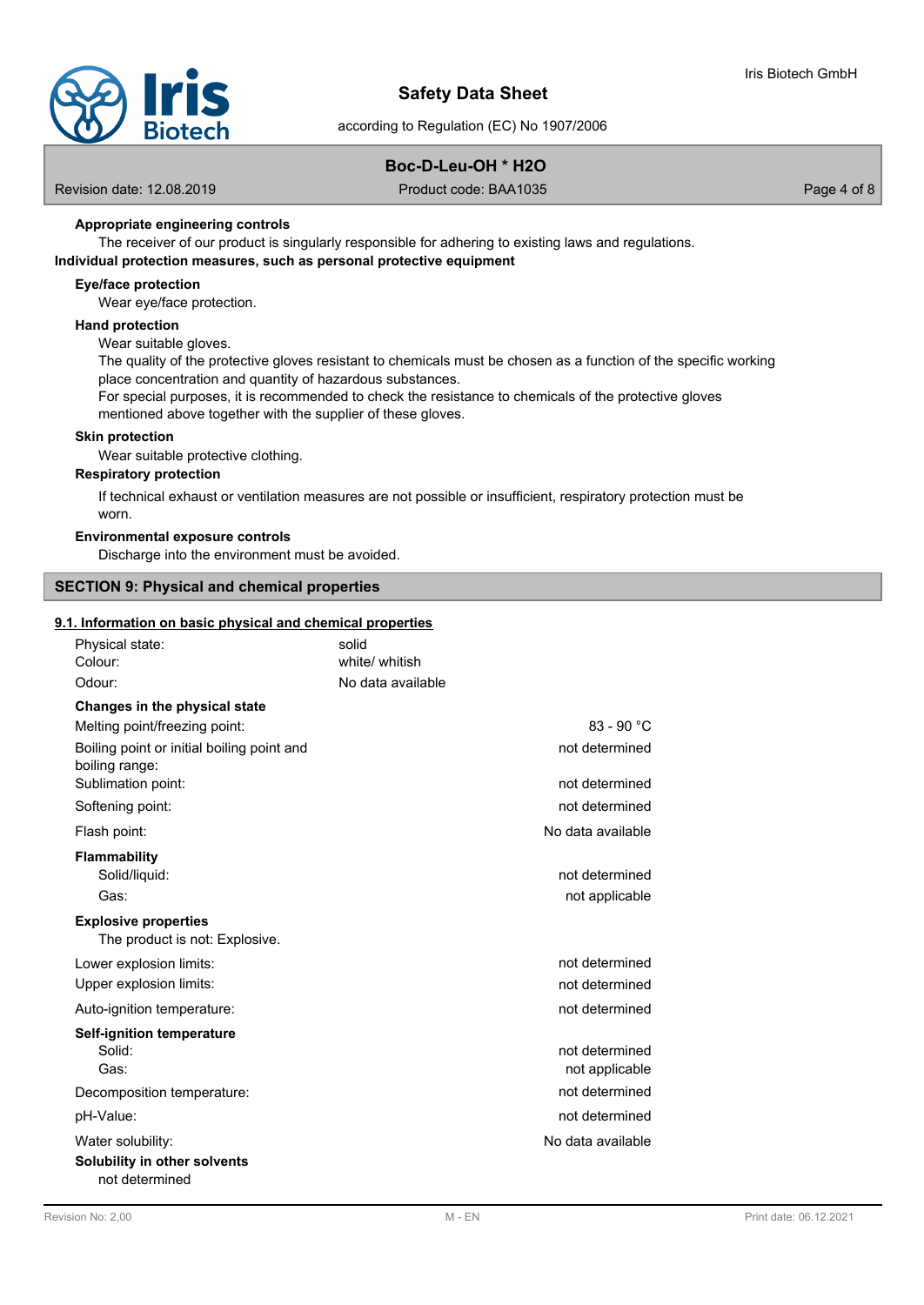**Appropriate engineering controls**

The receiver of our product is singularly responsible for adhering to existing laws and regulations.

**Individual protection measures, such as personal protective equipment**

**Eye/face protection**

Wear eye/face protection.

**Hand protection**

Wear suitable gloves.

The quality of the protective gloves resistant to chemicals must be chosen as a function of the specific working place concentration and quantity of hazardous substances.

For special purposes, it is recommended to check the resistance to chemicals of the protective gloves mentioned above together with the supplier of these gloves.

**Skin protection**

Wear suitable protective clothing.

**Respiratory protection**

If technical exhaust or ventilation measures are not possible or insufficient, respiratory protection must be worn.

**Environmental exposure controls**

Discharge into the environment must be avoided.

## SECTION 9: Physical and chemical properties

### 9.1. Information on basic physical and chemical properties

| | |
|---|---|
| Physical state: | solid |
| Colour: | white/ whitish |
| Odour: | No data available |

**Changes in the physical state**

| | |
|---|---|
| Melting point/freezing point: | 83 - 90 °C |
| Boiling point or initial boiling point and boiling range: | not determined |
| Sublimation point: | not determined |
| Softening point: | not determined |
| Flash point: | No data available |

**Flammability**

| | |
|---|---|
| Solid/liquid: | not determined |
| Gas: | not applicable |

**Explosive properties**

The product is not: Explosive.

| | |
|---|---|
| Lower explosion limits: | not determined |
| Upper explosion limits: | not determined |
| Auto-ignition temperature: | not determined |

**Self-ignition temperature**

| | |
|---|---|
| Solid: | not determined |
| Gas: | not applicable |
| Decomposition temperature: | not determined |
| pH-Value: | not determined |
| Water solubility: | No data available |

**Solubility in other solvents**

not determined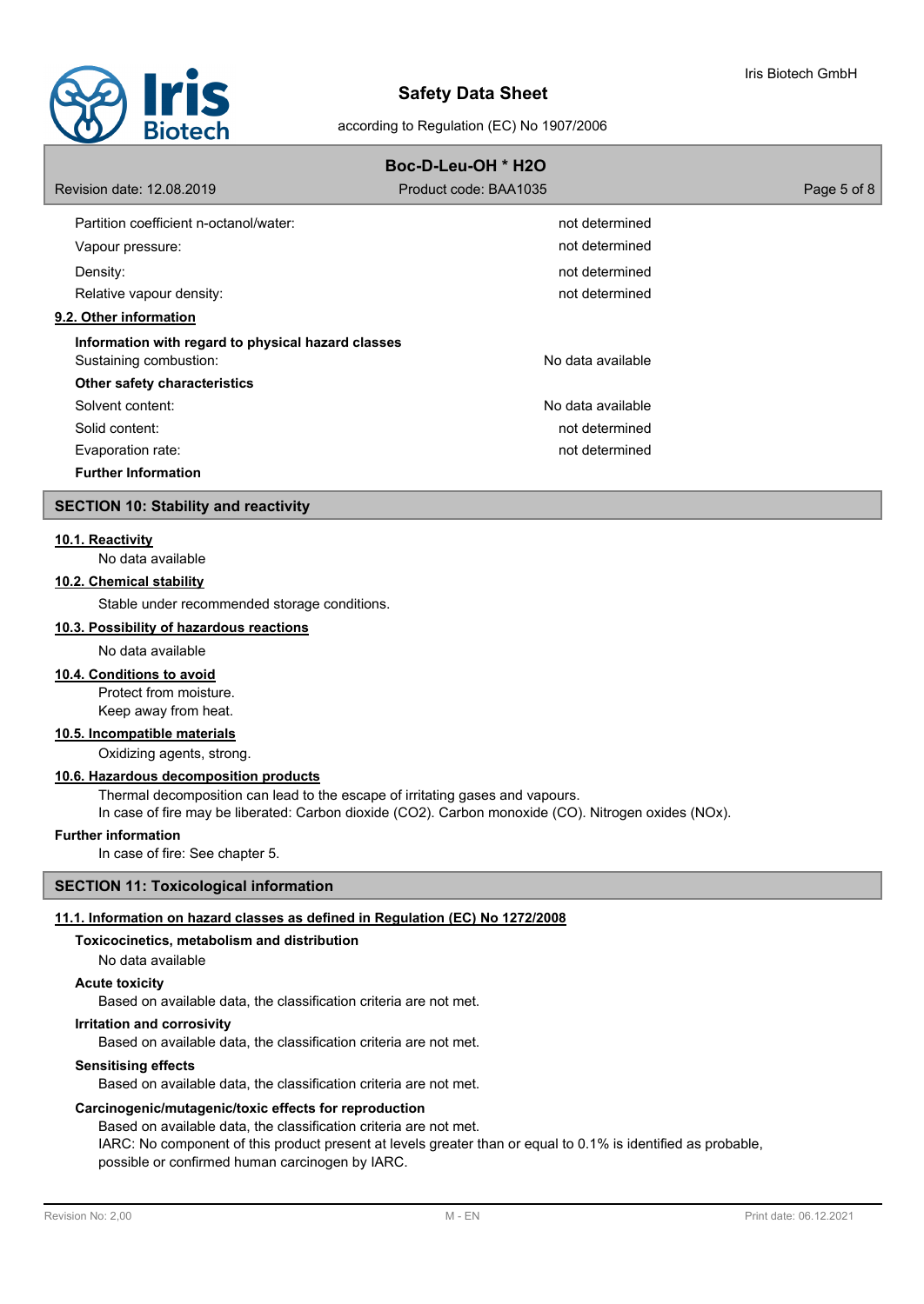| | |
|---|---|
| Partition coefficient n-octanol/water: | not determined |
| Vapour pressure: | not determined |
| Density: | not determined |
| Relative vapour density: | not determined |

**9.2. Other information**

**Information with regard to physical hazard classes**

| | |
|---|---|
| Sustaining combustion: | No data available |

**Other safety characteristics**

| | |
|---|---|
| Solvent content: | No data available |
| Solid content: | not determined |
| Evaporation rate: | not determined |

**Further Information**

## SECTION 10: Stability and reactivity

**10.1. Reactivity**

No data available

**10.2. Chemical stability**

Stable under recommended storage conditions.

**10.3. Possibility of hazardous reactions**

No data available

**10.4. Conditions to avoid**

Protect from moisture.
Keep away from heat.

**10.5. Incompatible materials**

Oxidizing agents, strong.

**10.6. Hazardous decomposition products**

Thermal decomposition can lead to the escape of irritating gases and vapours.
In case of fire may be liberated: Carbon dioxide ($CO_2$). Carbon monoxide (CO). Nitrogen oxides (NOx).

**Further information**

In case of fire: See chapter 5.

## SECTION 11: Toxicological information

**11.1. Information on hazard classes as defined in Regulation (EC) No 1272/2008**

**Toxicocinetics, metabolism and distribution**

No data available

**Acute toxicity**

Based on available data, the classification criteria are not met.

**Irritation and corrosivity**

Based on available data, the classification criteria are not met.

**Sensitising effects**

Based on available data, the classification criteria are not met.

**Carcinogenic/mutagenic/toxic effects for reproduction**

Based on available data, the classification criteria are not met.
IARC: No component of this product present at levels greater than or equal to 0.1% is identified as probable, possible or confirmed human carcinogen by IARC.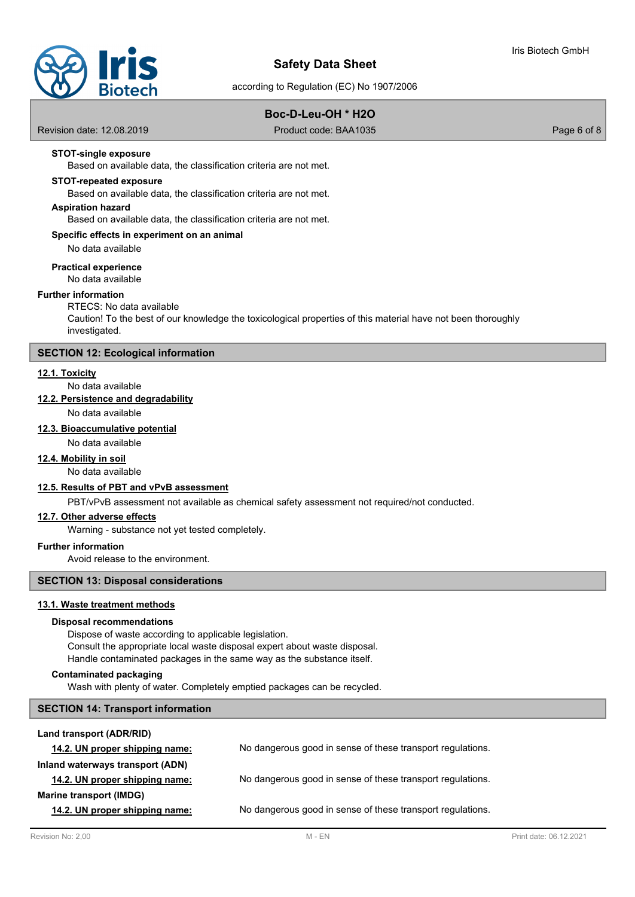**STOT-single exposure**

Based on available data, the classification criteria are not met.

**STOT-repeated exposure**

Based on available data, the classification criteria are not met.

**Aspiration hazard**

Based on available data, the classification criteria are not met.

**Specific effects in experiment on an animal**

No data available

**Practical experience**

No data available

**Further information**

RTECS: No data available

Caution! To the best of our knowledge the toxicological properties of this material have not been thoroughly investigated.

## SECTION 12: Ecological information

**12.1. Toxicity**

No data available

**12.2. Persistence and degradability**

No data available

**12.3. Bioaccumulative potential**

No data available

**12.4. Mobility in soil**

No data available

**12.5. Results of PBT and vPvB assessment**

PBT/vPvB assessment not available as chemical safety assessment not required/not conducted.

**12.7. Other adverse effects**

Warning - substance not yet tested completely.

**Further information**

Avoid release to the environment.

## SECTION 13: Disposal considerations

**13.1. Waste treatment methods**

**Disposal recommendations**

Dispose of waste according to applicable legislation.
Consult the appropriate local waste disposal expert about waste disposal.
Handle contaminated packages in the same way as the substance itself.

**Contaminated packaging**

Wash with plenty of water. Completely emptied packages can be recycled.

## SECTION 14: Transport information

**Land transport (ADR/RID)**

**14.2. UN proper shipping name:** No dangerous good in sense of these transport regulations.

**Inland waterways transport (ADN)**

**14.2. UN proper shipping name:** No dangerous good in sense of these transport regulations.

**Marine transport (IMDG)**

**14.2. UN proper shipping name:** No dangerous good in sense of these transport regulations.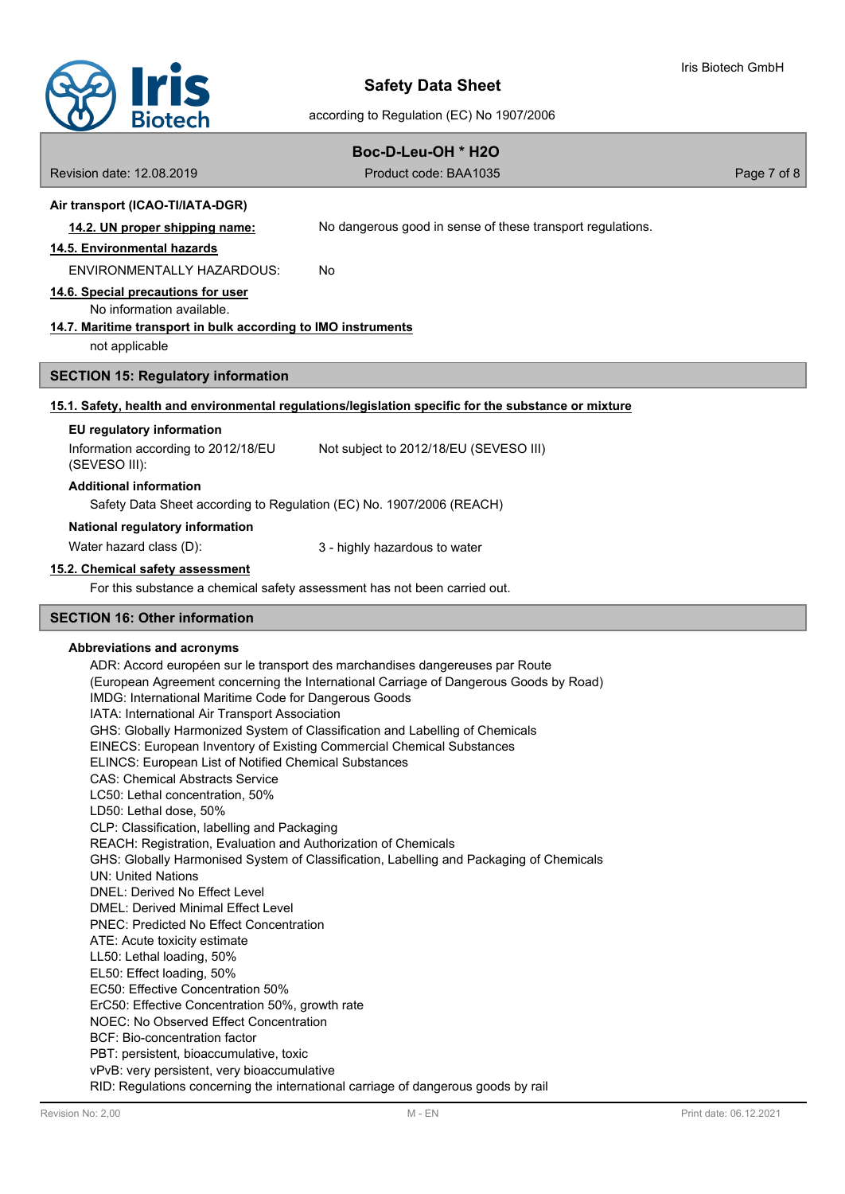**Air transport (ICAO-TI/IATA-DGR)**

**14.2. UN proper shipping name:** No dangerous good in sense of these transport regulations.

**14.5. Environmental hazards**

ENVIRONMENTALLY HAZARDOUS: No

**14.6. Special precautions for user**

No information available.

**14.7. Maritime transport in bulk according to IMO instruments**

not applicable

## SECTION 15: Regulatory information

**15.1. Safety, health and environmental regulations/legislation specific for the substance or mixture**

**EU regulatory information**

Information according to 2012/18/EU (SEVESO III): Not subject to 2012/18/EU (SEVESO III)

**Additional information**

Safety Data Sheet according to Regulation (EC) No. 1907/2006 (REACH)

**National regulatory information**

Water hazard class (D): 3 - highly hazardous to water

**15.2. Chemical safety assessment**

For this substance a chemical safety assessment has not been carried out.

## SECTION 16: Other information

**Abbreviations and acronyms**

ADR: Accord européen sur le transport des marchandises dangereuses par Route
(European Agreement concerning the International Carriage of Dangerous Goods by Road)
IMDG: International Maritime Code for Dangerous Goods
IATA: International Air Transport Association
GHS: Globally Harmonized System of Classification and Labelling of Chemicals
EINECS: European Inventory of Existing Commercial Chemical Substances
ELINCS: European List of Notified Chemical Substances
CAS: Chemical Abstracts Service
LC50: Lethal concentration, 50%
LD50: Lethal dose, 50%
CLP: Classification, labelling and Packaging
REACH: Registration, Evaluation and Authorization of Chemicals
GHS: Globally Harmonised System of Classification, Labelling and Packaging of Chemicals
UN: United Nations
DNEL: Derived No Effect Level
DMEL: Derived Minimal Effect Level
PNEC: Predicted No Effect Concentration
ATE: Acute toxicity estimate
LL50: Lethal loading, 50%
EL50: Effect loading, 50%
EC50: Effective Concentration 50%
ErC50: Effective Concentration 50%, growth rate
NOEC: No Observed Effect Concentration
BCF: Bio-concentration factor
PBT: persistent, bioaccumulative, toxic
vPvB: very persistent, very bioaccumulative
RID: Regulations concerning the international carriage of dangerous goods by rail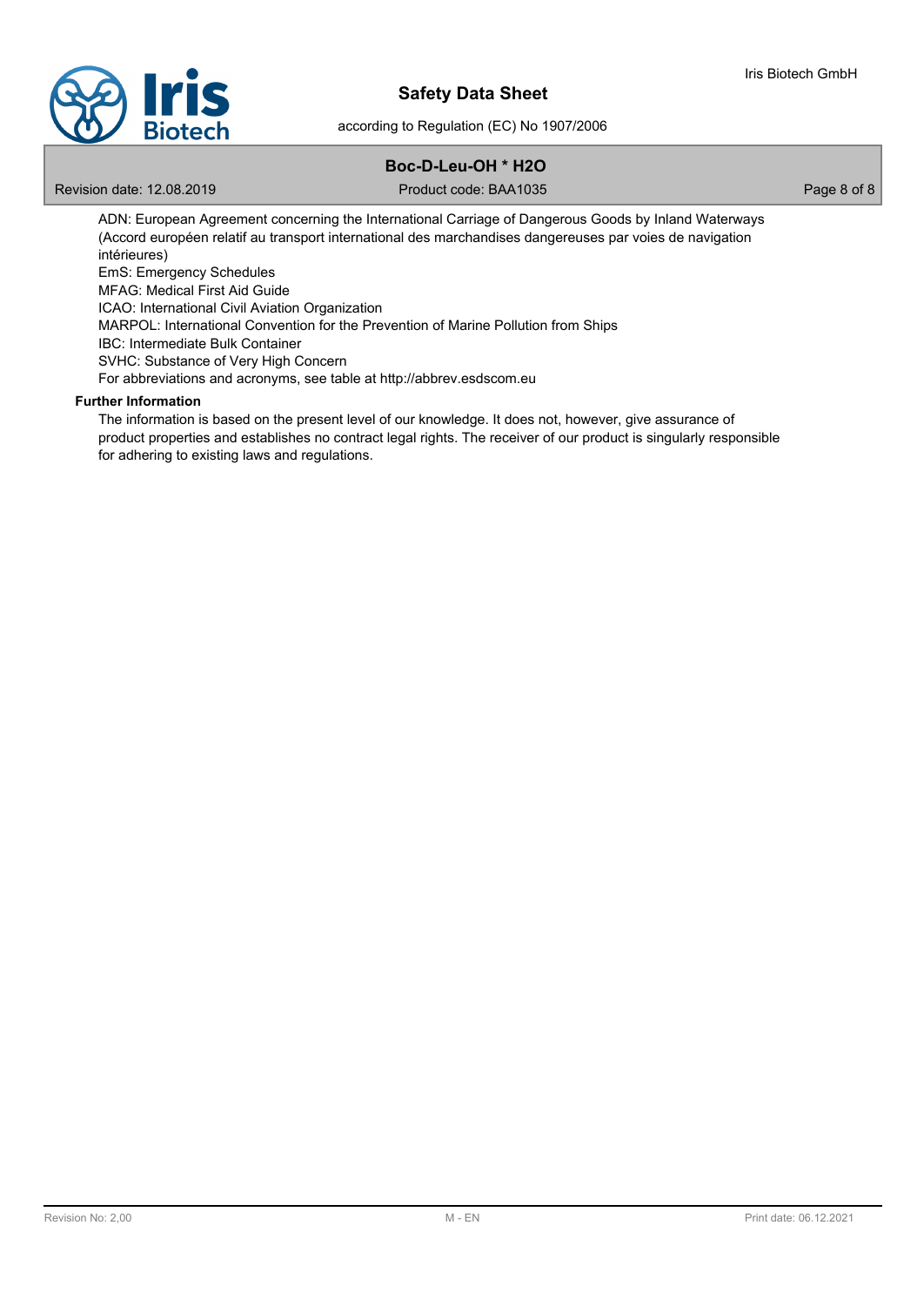ADN: European Agreement concerning the International Carriage of Dangerous Goods by Inland Waterways (Accord européen relatif au transport international des marchandises dangereuses par voies de navigation intérieures)
EmS: Emergency Schedules
MFAG: Medical First Aid Guide
ICAO: International Civil Aviation Organization
MARPOL: International Convention for the Prevention of Marine Pollution from Ships
IBC: Intermediate Bulk Container
SVHC: Substance of Very High Concern
For abbreviations and acronyms, see table at http://abbrev.esdscom.eu

**Further Information**

The information is based on the present level of our knowledge. It does not, however, give assurance of product properties and establishes no contract legal rights. The receiver of our product is singularly responsible for adhering to existing laws and regulations.